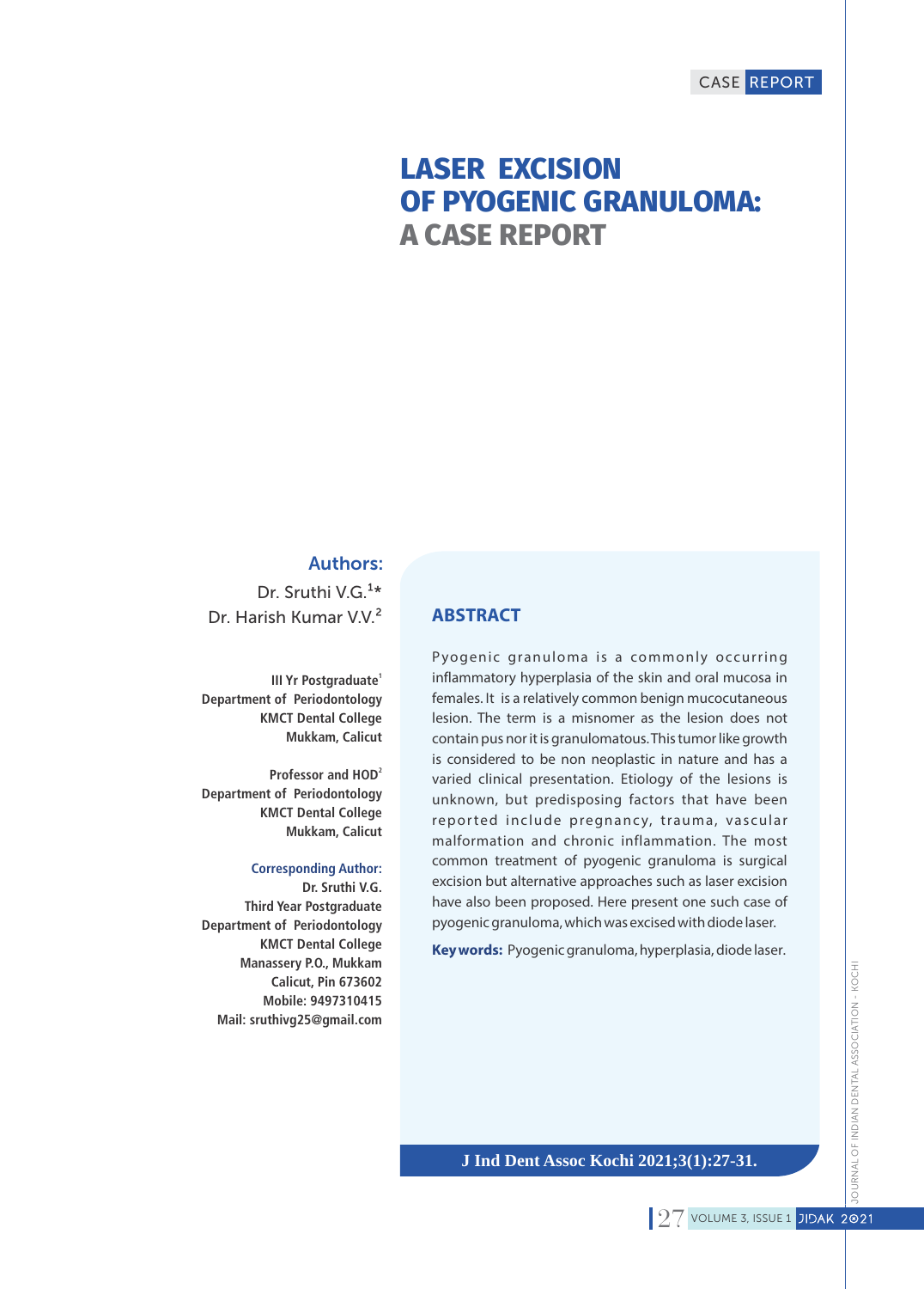CASE REPORT

# LASER EXCISION OF PYOGENIC GRANULOMA: A CASE REPORT

**Authors:**

Dr. Sruthi V.G.[1]*

Dr. Harish Kumar V.V.[2]

**III Yr Postgraduate[1]**
**Department of Periodontology**
**KMCT Dental College**
**Mukkam, Calicut**

**Professor and HOD[2]**
**Department of Periodontology**
**KMCT Dental College**
**Mukkam, Calicut**

**Corresponding Author:**
**Dr. Sruthi V.G.**
**Third Year Postgraduate**
**Department of Periodontology**
**KMCT Dental College**
**Manassery P.O., Mukkam**
**Calicut, Pin 673602**
**Mobile: 9497310415**
**Mail: sruthivg25@gmail.com**

## ABSTRACT

Pyogenic granuloma is a commonly occurring inflammatory hyperplasia of the skin and oral mucosa in females. It is a relatively common benign mucocutaneous lesion. The term is a misnomer as the lesion does not contain pus nor it is granulomatous. This tumor like growth is considered to be non neoplastic in nature and has a varied clinical presentation. Etiology of the lesions is unknown, but predisposing factors that have been reported include pregnancy, trauma, vascular malformation and chronic inflammation. The most common treatment of pyogenic granuloma is surgical excision but alternative approaches such as laser excision have also been proposed. Here present one such case of pyogenic granuloma, which was excised with diode laser.

**Key words:** Pyogenic granuloma, hyperplasia, diode laser.

**J Ind Dent Assoc Kochi 2021;3(1):27-31.**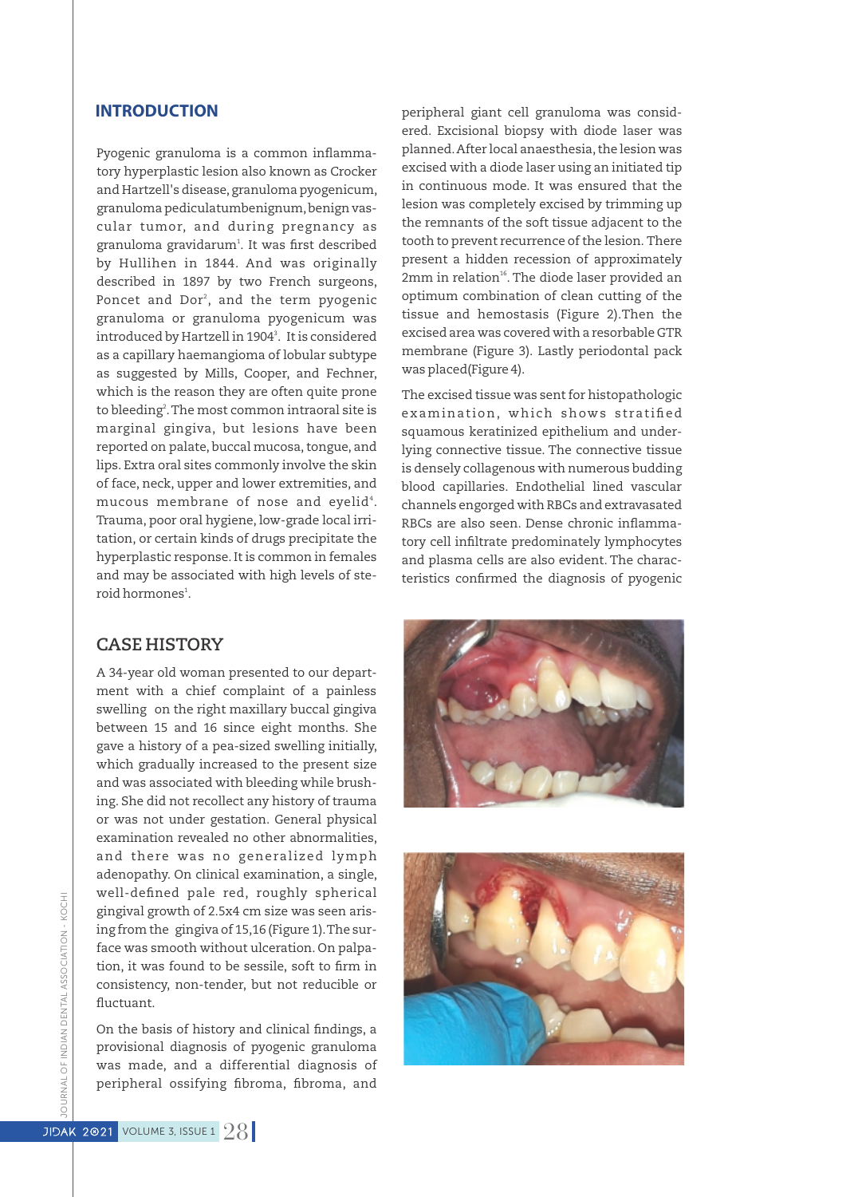## INTRODUCTION

Pyogenic granuloma is a common inflammatory hyperplastic lesion also known as Crocker and Hartzell's disease, granuloma pyogenicum, granuloma pediculatumbenignum, benign vascular tumor, and during pregnancy as granuloma gravidarum[1]. It was first described by Hullihen in 1844. And was originally described in 1897 by two French surgeons, Poncet and Dor[2], and the term pyogenic granuloma or granuloma pyogenicum was introduced by Hartzell in 1904[3]. It is considered as a capillary haemangioma of lobular subtype as suggested by Mills, Cooper, and Fechner, which is the reason they are often quite prone to bleeding[2]. The most common intraoral site is marginal gingiva, but lesions have been reported on palate, buccal mucosa, tongue, and lips. Extra oral sites commonly involve the skin of face, neck, upper and lower extremities, and mucous membrane of nose and eyelid[4]. Trauma, poor oral hygiene, low-grade local irritation, or certain kinds of drugs precipitate the hyperplastic response. It is common in females and may be associated with high levels of steroid hormones[1].

## CASE HISTORY

A 34-year old woman presented to our department with a chief complaint of a painless swelling on the right maxillary buccal gingiva between 15 and 16 since eight months. She gave a history of a pea-sized swelling initially, which gradually increased to the present size and was associated with bleeding while brushing. She did not recollect any history of trauma or was not under gestation. General physical examination revealed no other abnormalities, and there was no generalized lymph adenopathy. On clinical examination, a single, well-defined pale red, roughly spherical gingival growth of 2.5x4 cm size was seen arising from the gingiva of 15,16 (Figure 1). The surface was smooth without ulceration. On palpation, it was found to be sessile, soft to firm in consistency, non-tender, but not reducible or fluctuant.

On the basis of history and clinical findings, a provisional diagnosis of pyogenic granuloma was made, and a differential diagnosis of peripheral ossifying fibroma, fibroma, and peripheral giant cell granuloma was considered. Excisional biopsy with diode laser was planned. After local anaesthesia, the lesion was excised with a diode laser using an initiated tip in continuous mode. It was ensured that the lesion was completely excised by trimming up the remnants of the soft tissue adjacent to the tooth to prevent recurrence of the lesion. There present a hidden recession of approximately 2mm in relation[16]. The diode laser provided an optimum combination of clean cutting of the tissue and hemostasis (Figure 2).Then the excised area was covered with a resorbable GTR membrane (Figure 3). Lastly periodontal pack was placed(Figure 4).

The excised tissue was sent for histopathologic examination, which shows stratified squamous keratinized epithelium and underlying connective tissue. The connective tissue is densely collagenous with numerous budding blood capillaries. Endothelial lined vascular channels engorged with RBCs and extravasated RBCs are also seen. Dense chronic inflammatory cell infiltrate predominately lymphocytes and plasma cells are also evident. The characteristics confirmed the diagnosis of pyogenic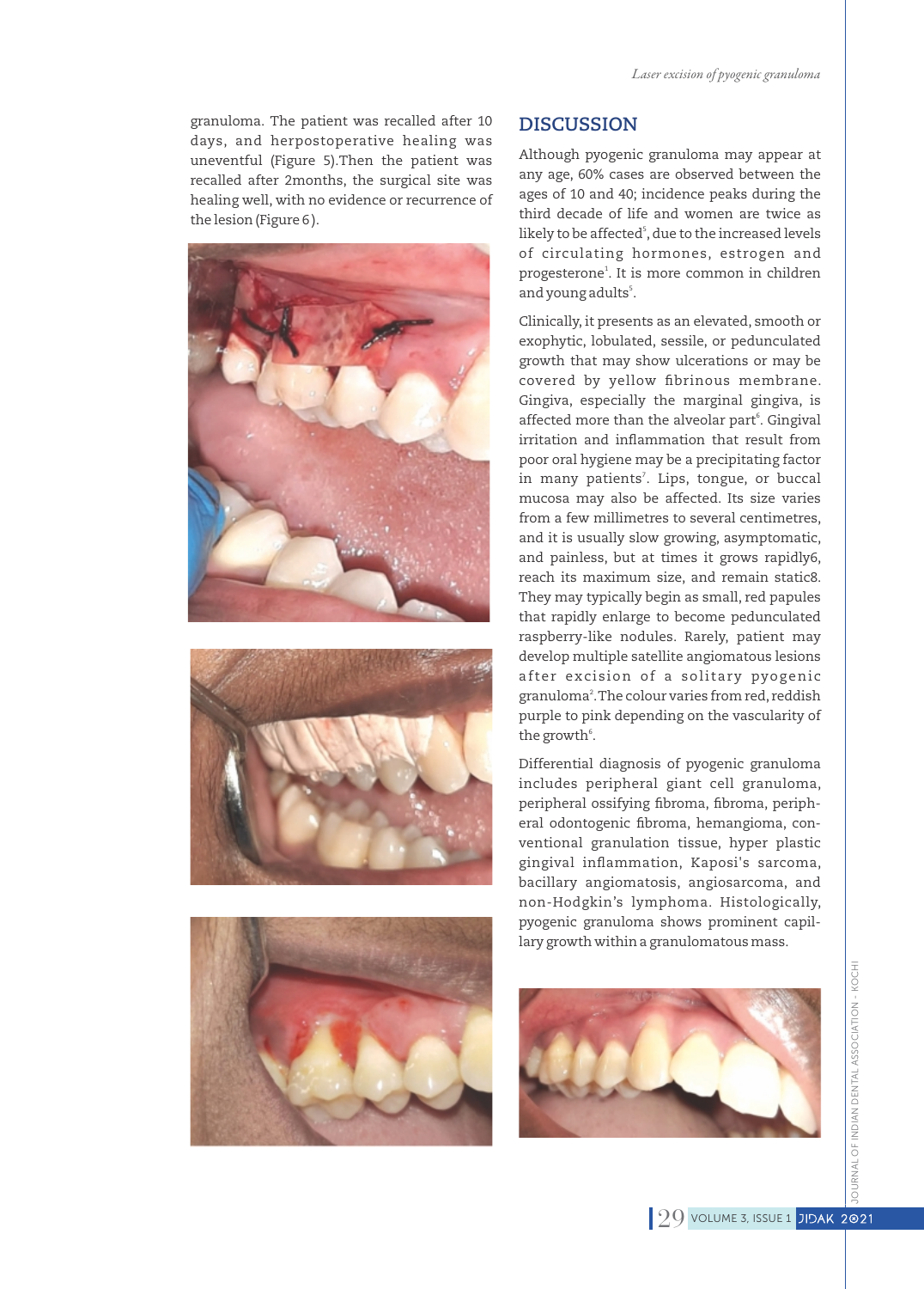granuloma. The patient was recalled after 10 days, and herpostoperative healing was uneventful (Figure 5).Then the patient was recalled after 2months, the surgical site was healing well, with no evidence or recurrence of the lesion (Figure 6).

## DISCUSSION

Although pyogenic granuloma may appear at any age, 60% cases are observed between the ages of 10 and 40; incidence peaks during the third decade of life and women are twice as likely to be affected[5], due to the increased levels of circulating hormones, estrogen and progesterone[1]. It is more common in children and young adults[5].

Clinically, it presents as an elevated, smooth or exophytic, lobulated, sessile, or pedunculated growth that may show ulcerations or may be covered by yellow fibrinous membrane. Gingiva, especially the marginal gingiva, is affected more than the alveolar part[6]. Gingival irritation and inflammation that result from poor oral hygiene may be a precipitating factor in many patients[7]. Lips, tongue, or buccal mucosa may also be affected. Its size varies from a few millimetres to several centimetres, and it is usually slow growing, asymptomatic, and painless, but at times it grows rapidly6, reach its maximum size, and remain static8. They may typically begin as small, red papules that rapidly enlarge to become pedunculated raspberry-like nodules. Rarely, patient may develop multiple satellite angiomatous lesions after excision of a solitary pyogenic granuloma[2]. The colour varies from red, reddish purple to pink depending on the vascularity of the growth[6].

Differential diagnosis of pyogenic granuloma includes peripheral giant cell granuloma, peripheral ossifying fibroma, fibroma, peripheral odontogenic fibroma, hemangioma, conventional granulation tissue, hyper plastic gingival inflammation, Kaposi's sarcoma, bacillary angiomatosis, angiosarcoma, and non-Hodgkin's lymphoma. Histologically, pyogenic granuloma shows prominent capillary growth within a granulomatous mass.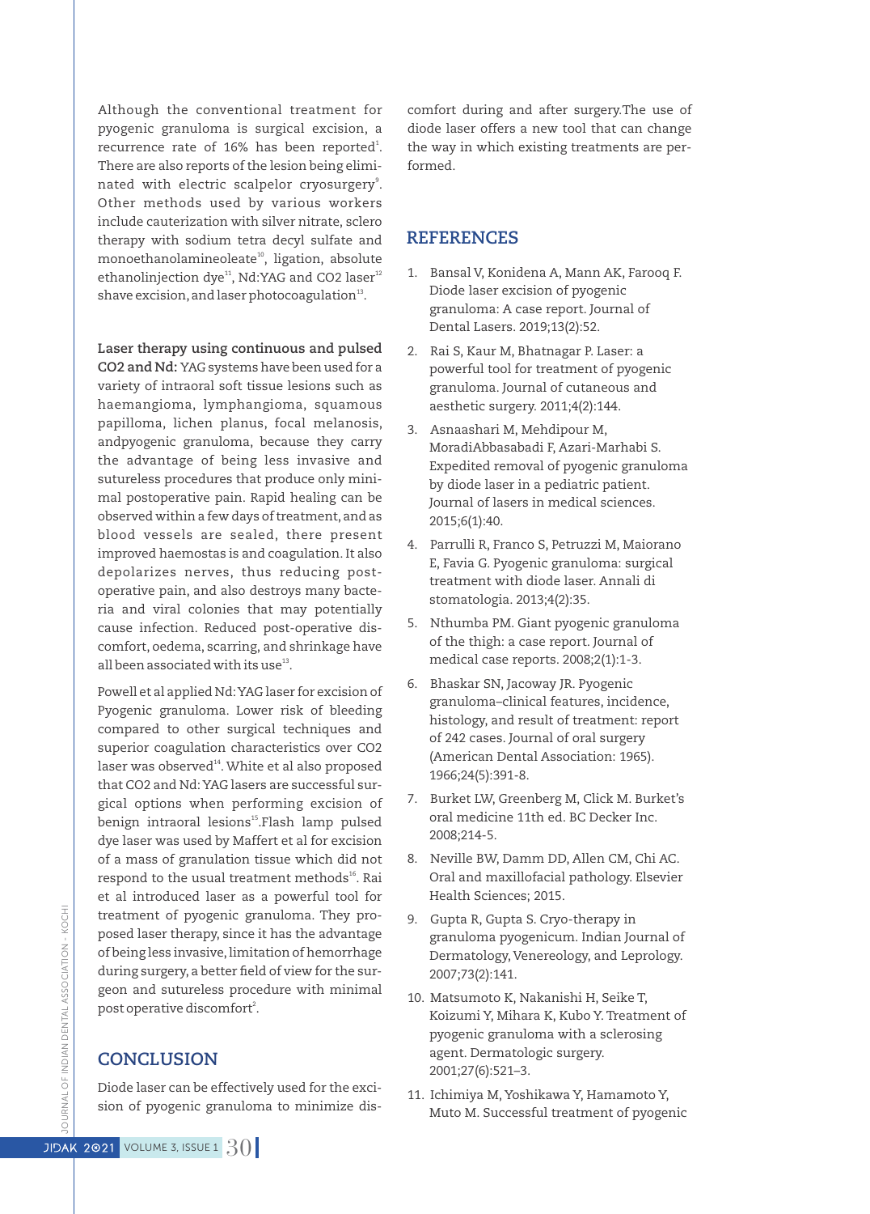Although the conventional treatment for pyogenic granuloma is surgical excision, a recurrence rate of 16% has been reported[1]. There are also reports of the lesion being eliminated with electric scalpelor cryosurgery[9]. Other methods used by various workers include cauterization with silver nitrate, sclero therapy with sodium tetra decyl sulfate and monoethanolamineoleate[10], ligation, absolute ethanolinjection dye[11], Nd:YAG and CO2 laser[12] shave excision, and laser photocoagulation[13].

**Laser therapy using continuous and pulsed CO2 and Nd:** YAG systems have been used for a variety of intraoral soft tissue lesions such as haemangioma, lymphangioma, squamous papilloma, lichen planus, focal melanosis, andpyogenic granuloma, because they carry the advantage of being less invasive and sutureless procedures that produce only minimal postoperative pain. Rapid healing can be observed within a few days of treatment, and as blood vessels are sealed, there present improved haemostas is and coagulation. It also depolarizes nerves, thus reducing post-operative pain, and also destroys many bacteria and viral colonies that may potentially cause infection. Reduced post-operative discomfort, oedema, scarring, and shrinkage have all been associated with its use[13].

Powell et al applied Nd: YAG laser for excision of Pyogenic granuloma. Lower risk of bleeding compared to other surgical techniques and superior coagulation characteristics over CO2 laser was observed[14]. White et al also proposed that CO2 and Nd: YAG lasers are successful surgical options when performing excision of benign intraoral lesions[15].Flash lamp pulsed dye laser was used by Maffert et al for excision of a mass of granulation tissue which did not respond to the usual treatment methods[16]. Rai et al introduced laser as a powerful tool for treatment of pyogenic granuloma. They proposed laser therapy, since it has the advantage of being less invasive, limitation of hemorrhage during surgery, a better field of view for the surgeon and sutureless procedure with minimal post operative discomfort[2].

## CONCLUSION

Diode laser can be effectively used for the excision of pyogenic granuloma to minimize discomfort during and after surgery.The use of diode laser offers a new tool that can change the way in which existing treatments are performed.

## REFERENCES

1. Bansal V, Konidena A, Mann AK, Farooq F. Diode laser excision of pyogenic granuloma: A case report. Journal of Dental Lasers. 2019;13(2):52.
2. Rai S, Kaur M, Bhatnagar P. Laser: a powerful tool for treatment of pyogenic granuloma. Journal of cutaneous and aesthetic surgery. 2011;4(2):144.
3. Asnaashari M, Mehdipour M, MoradiAbbasabadi F, Azari-Marhabi S. Expedited removal of pyogenic granuloma by diode laser in a pediatric patient. Journal of lasers in medical sciences. 2015;6(1):40.
4. Parrulli R, Franco S, Petruzzi M, Maiorano E, Favia G. Pyogenic granuloma: surgical treatment with diode laser. Annali di stomatologia. 2013;4(2):35.
5. Nthumba PM. Giant pyogenic granuloma of the thigh: a case report. Journal of medical case reports. 2008;2(1):1-3.
6. Bhaskar SN, Jacoway JR. Pyogenic granuloma–clinical features, incidence, histology, and result of treatment: report of 242 cases. Journal of oral surgery (American Dental Association: 1965). 1966;24(5):391-8.
7. Burket LW, Greenberg M, Click M. Burket's oral medicine 11th ed. BC Decker Inc. 2008;214-5.
8. Neville BW, Damm DD, Allen CM, Chi AC. Oral and maxillofacial pathology. Elsevier Health Sciences; 2015.
9. Gupta R, Gupta S. Cryo-therapy in granuloma pyogenicum. Indian Journal of Dermatology, Venereology, and Leprology. 2007;73(2):141.
10. Matsumoto K, Nakanishi H, Seike T, Koizumi Y, Mihara K, Kubo Y. Treatment of pyogenic granuloma with a sclerosing agent. Dermatologic surgery. 2001;27(6):521–3.
11. Ichimiya M, Yoshikawa Y, Hamamoto Y, Muto M. Successful treatment of pyogenic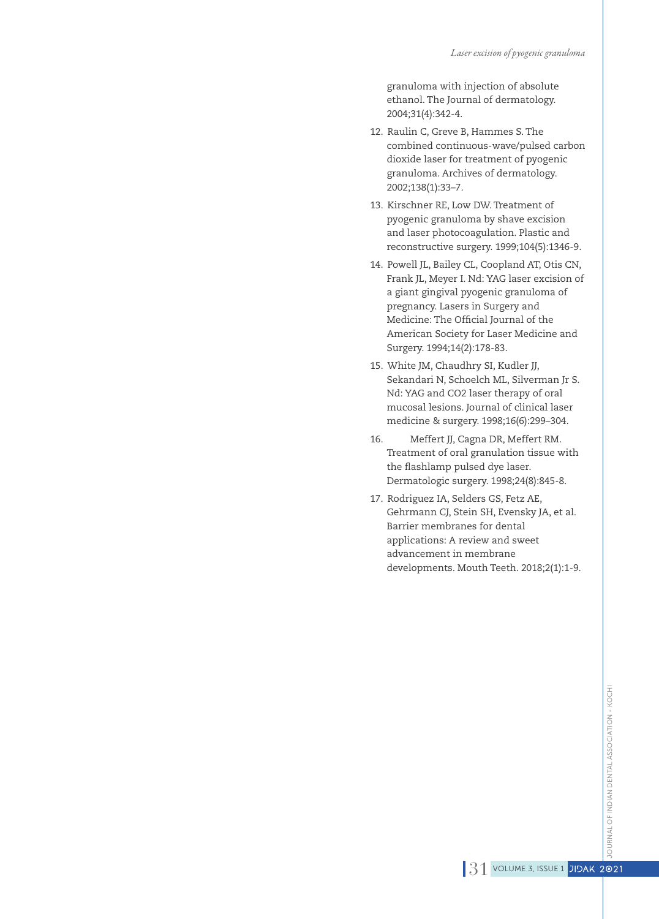granuloma with injection of absolute ethanol. The Journal of dermatology. 2004;31(4):342-4.

12. Raulin C, Greve B, Hammes S. The combined continuous-wave/pulsed carbon dioxide laser for treatment of pyogenic granuloma. Archives of dermatology. 2002;138(1):33–7.
13. Kirschner RE, Low DW. Treatment of pyogenic granuloma by shave excision and laser photocoagulation. Plastic and reconstructive surgery. 1999;104(5):1346-9.
14. Powell JL, Bailey CL, Coopland AT, Otis CN, Frank JL, Meyer I. Nd: YAG laser excision of a giant gingival pyogenic granuloma of pregnancy. Lasers in Surgery and Medicine: The Official Journal of the American Society for Laser Medicine and Surgery. 1994;14(2):178-83.
15. White JM, Chaudhry SI, Kudler JJ, Sekandari N, Schoelch ML, Silverman Jr S. Nd: YAG and CO2 laser therapy of oral mucosal lesions. Journal of clinical laser medicine & surgery. 1998;16(6):299–304.
16. Meffert JJ, Cagna DR, Meffert RM. Treatment of oral granulation tissue with the flashlamp pulsed dye laser. Dermatologic surgery. 1998;24(8):845-8.
17. Rodriguez IA, Selders GS, Fetz AE, Gehrmann CJ, Stein SH, Evensky JA, et al. Barrier membranes for dental applications: A review and sweet advancement in membrane developments. Mouth Teeth. 2018;2(1):1-9.